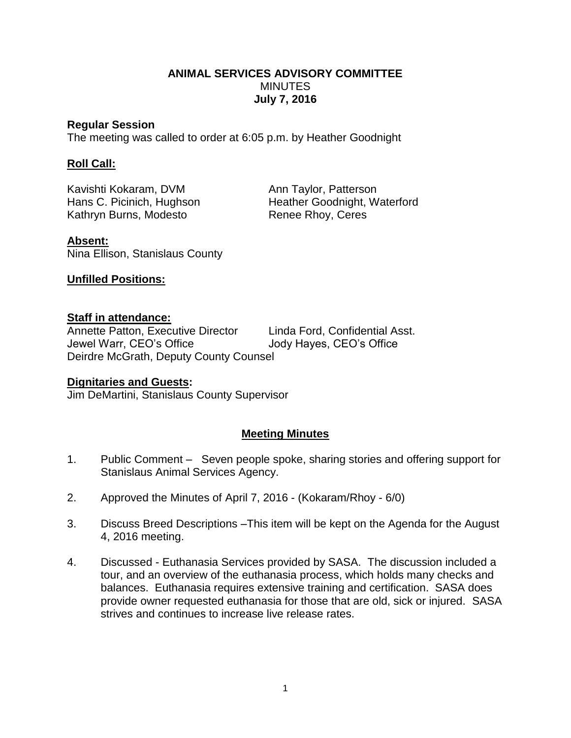**ANIMAL SERVICES ADVISORY COMMITTEE**
MINUTES
**July 7, 2016**

**Regular Session**
The meeting was called to order at 6:05 p.m. by Heather Goodnight

**Roll Call:**

Kavishti Kokaram, DVM
Ann Taylor, Patterson
Hans C. Picinich, Hughson
Heather Goodnight, Waterford
Kathryn Burns, Modesto
Renee Rhoy, Ceres

**Absent:**
Nina Ellison, Stanislaus County

**Unfilled Positions:**

**Staff in attendance:**
Annette Patton, Executive Director
Linda Ford, Confidential Asst.
Jewel Warr, CEO's Office
Jody Hayes, CEO's Office
Deirdre McGrath, Deputy County Counsel

**Dignitaries and Guests:**
Jim DeMartini, Stanislaus County Supervisor

**Meeting Minutes**

1. Public Comment – Seven people spoke, sharing stories and offering support for Stanislaus Animal Services Agency.

2. Approved the Minutes of April 7, 2016 - (Kokaram/Rhoy - 6/0)

3. Discuss Breed Descriptions –This item will be kept on the Agenda for the August 4, 2016 meeting.

4. Discussed - Euthanasia Services provided by SASA. The discussion included a tour, and an overview of the euthanasia process, which holds many checks and balances. Euthanasia requires extensive training and certification. SASA does provide owner requested euthanasia for those that are old, sick or injured. SASA strives and continues to increase live release rates.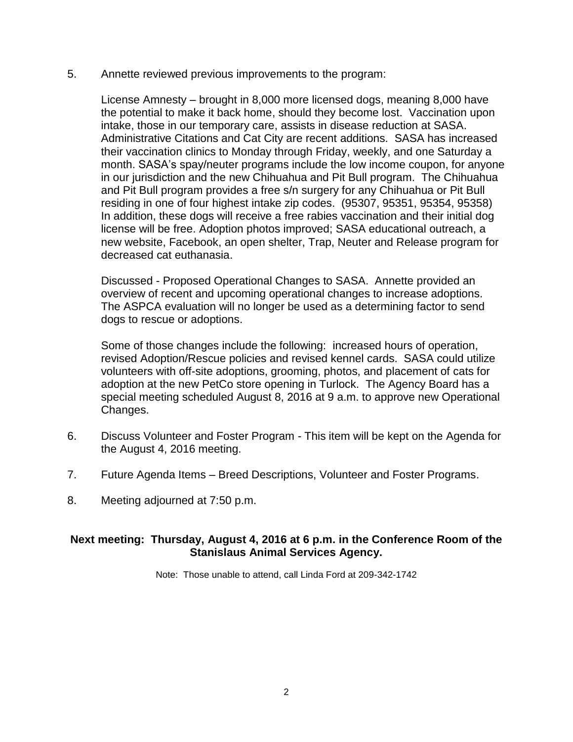5. Annette reviewed previous improvements to the program:

   License Amnesty – brought in 8,000 more licensed dogs, meaning 8,000 have the potential to make it back home, should they become lost. Vaccination upon intake, those in our temporary care, assists in disease reduction at SASA. Administrative Citations and Cat City are recent additions. SASA has increased their vaccination clinics to Monday through Friday, weekly, and one Saturday a month. SASA's spay/neuter programs include the low income coupon, for anyone in our jurisdiction and the new Chihuahua and Pit Bull program. The Chihuahua and Pit Bull program provides a free s/n surgery for any Chihuahua or Pit Bull residing in one of four highest intake zip codes. (95307, 95351, 95354, 95358) In addition, these dogs will receive a free rabies vaccination and their initial dog license will be free. Adoption photos improved; SASA educational outreach, a new website, Facebook, an open shelter, Trap, Neuter and Release program for decreased cat euthanasia.

   Discussed - Proposed Operational Changes to SASA. Annette provided an overview of recent and upcoming operational changes to increase adoptions. The ASPCA evaluation will no longer be used as a determining factor to send dogs to rescue or adoptions.

   Some of those changes include the following: increased hours of operation, revised Adoption/Rescue policies and revised kennel cards. SASA could utilize volunteers with off-site adoptions, grooming, photos, and placement of cats for adoption at the new PetCo store opening in Turlock. The Agency Board has a special meeting scheduled August 8, 2016 at 9 a.m. to approve new Operational Changes.

6. Discuss Volunteer and Foster Program - This item will be kept on the Agenda for the August 4, 2016 meeting.

7. Future Agenda Items – Breed Descriptions, Volunteer and Foster Programs.

8. Meeting adjourned at 7:50 p.m.

**Next meeting: Thursday, August 4, 2016 at 6 p.m. in the Conference Room of the Stanislaus Animal Services Agency.**

Note: Those unable to attend, call Linda Ford at 209-342-1742